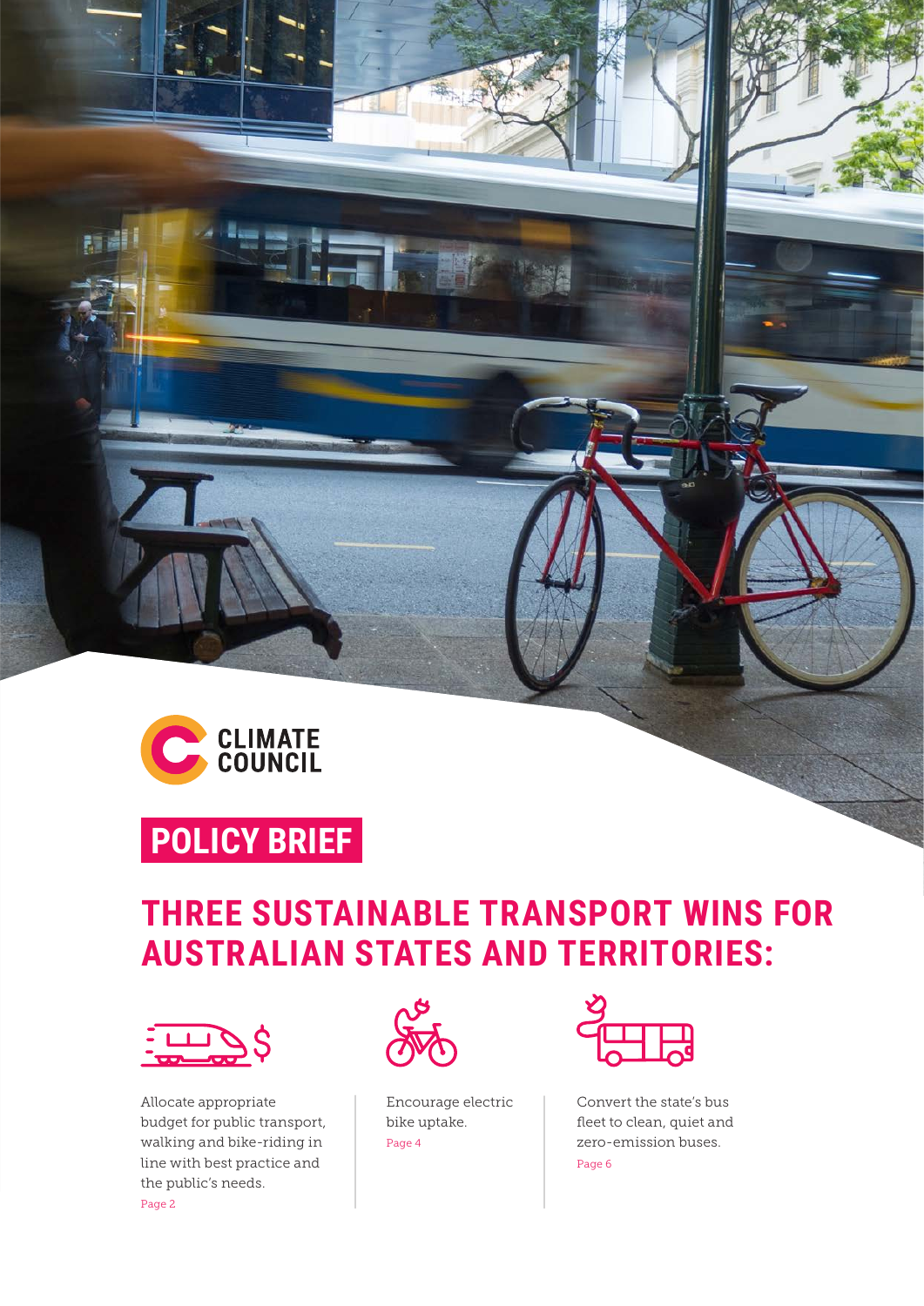CLIMATE COUNCIL

**POLICY BRIEF**

# THREE SUSTAINABLE TRANSPORT WINS FOR AUSTRALIAN STATES AND TERRITORIES:

Allocate appropriate budget for public transport, walking and bike-riding in line with best practice and the public's needs.
Page 2

Encourage electric bike uptake.
Page 4

Convert the state's bus fleet to clean, quiet and zero-emission buses.
Page 6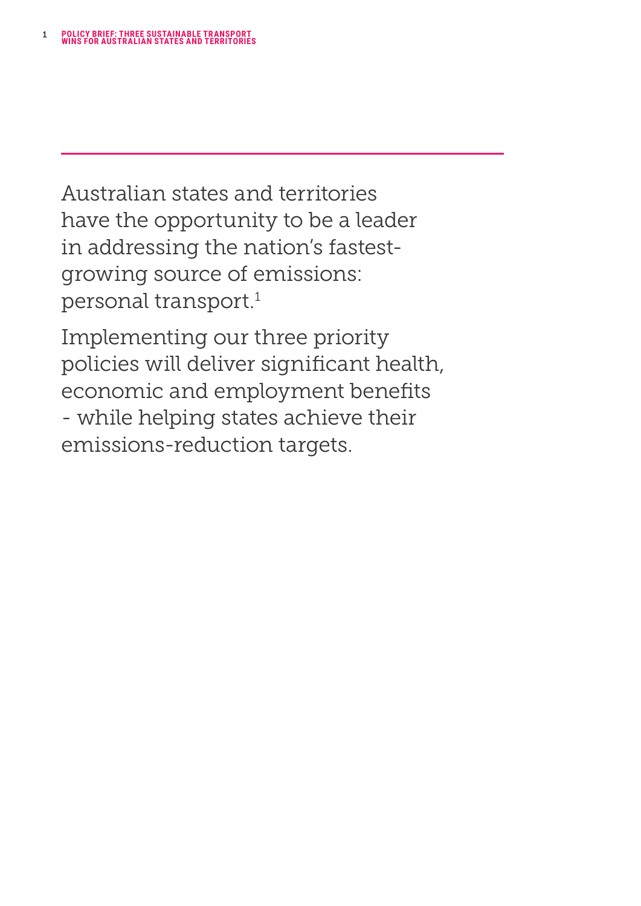Australian states and territories have the opportunity to be a leader in addressing the nation's fastest-growing source of emissions: personal transport.[1]

Implementing our three priority policies will deliver significant health, economic and employment benefits - while helping states achieve their emissions-reduction targets.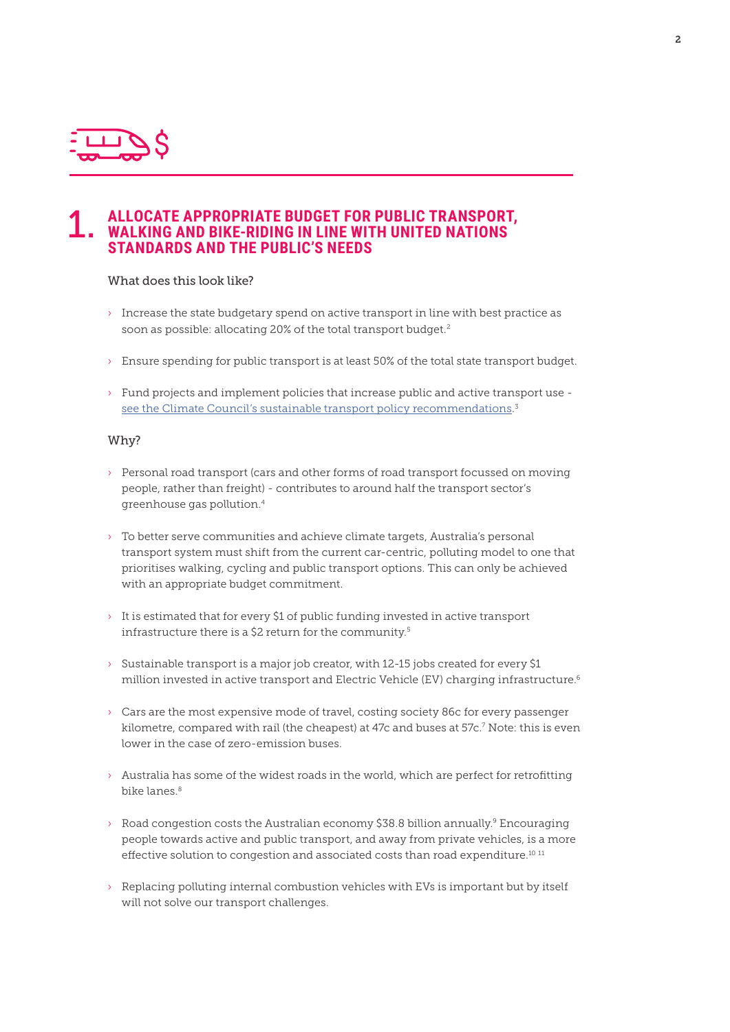## 1. ALLOCATE APPROPRIATE BUDGET FOR PUBLIC TRANSPORT, WALKING AND BIKE-RIDING IN LINE WITH UNITED NATIONS STANDARDS AND THE PUBLIC'S NEEDS

### What does this look like?

- Increase the state budgetary spend on active transport in line with best practice as soon as possible: allocating 20% of the total transport budget.[2]
- Ensure spending for public transport is at least 50% of the total state transport budget.
- Fund projects and implement policies that increase public and active transport use - see the Climate Council's sustainable transport policy recommendations.[3]

### Why?

- Personal road transport (cars and other forms of road transport focussed on moving people, rather than freight) - contributes to around half the transport sector's greenhouse gas pollution.[4]
- To better serve communities and achieve climate targets, Australia's personal transport system must shift from the current car-centric, polluting model to one that prioritises walking, cycling and public transport options. This can only be achieved with an appropriate budget commitment.
- It is estimated that for every $1 of public funding invested in active transport infrastructure there is a $2 return for the community.[5]
- Sustainable transport is a major job creator, with 12-15 jobs created for every $1 million invested in active transport and Electric Vehicle (EV) charging infrastructure.[6]
- Cars are the most expensive mode of travel, costing society 86c for every passenger kilometre, compared with rail (the cheapest) at 47c and buses at 57c.[7] Note: this is even lower in the case of zero-emission buses.
- Australia has some of the widest roads in the world, which are perfect for retrofitting bike lanes.[8]
- Road congestion costs the Australian economy $38.8 billion annually.[9] Encouraging people towards active and public transport, and away from private vehicles, is a more effective solution to congestion and associated costs than road expenditure.[10,11]
- Replacing polluting internal combustion vehicles with EVs is important but by itself will not solve our transport challenges.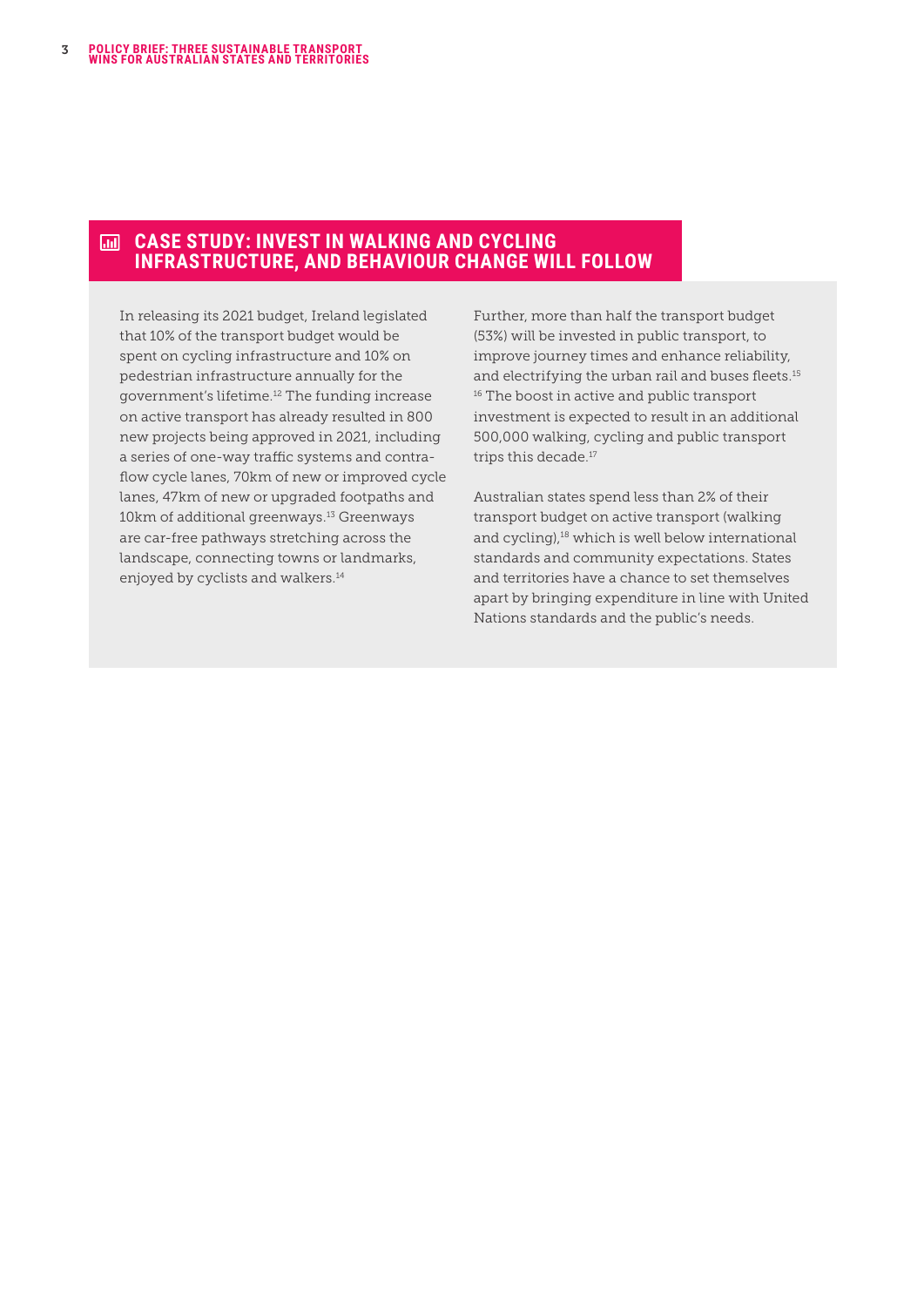## CASE STUDY: INVEST IN WALKING AND CYCLING INFRASTRUCTURE, AND BEHAVIOUR CHANGE WILL FOLLOW

In releasing its 2021 budget, Ireland legislated that 10% of the transport budget would be spent on cycling infrastructure and 10% on pedestrian infrastructure annually for the government's lifetime.[12] The funding increase on active transport has already resulted in 800 new projects being approved in 2021, including a series of one-way traffic systems and contra-flow cycle lanes, 70km of new or improved cycle lanes, 47km of new or upgraded footpaths and 10km of additional greenways.[13] Greenways are car-free pathways stretching across the landscape, connecting towns or landmarks, enjoyed by cyclists and walkers.[14]

Further, more than half the transport budget (53%) will be invested in public transport, to improve journey times and enhance reliability, and electrifying the urban rail and buses fleets.[15] [16] The boost in active and public transport investment is expected to result in an additional 500,000 walking, cycling and public transport trips this decade.[17]

Australian states spend less than 2% of their transport budget on active transport (walking and cycling),[18] which is well below international standards and community expectations. States and territories have a chance to set themselves apart by bringing expenditure in line with United Nations standards and the public's needs.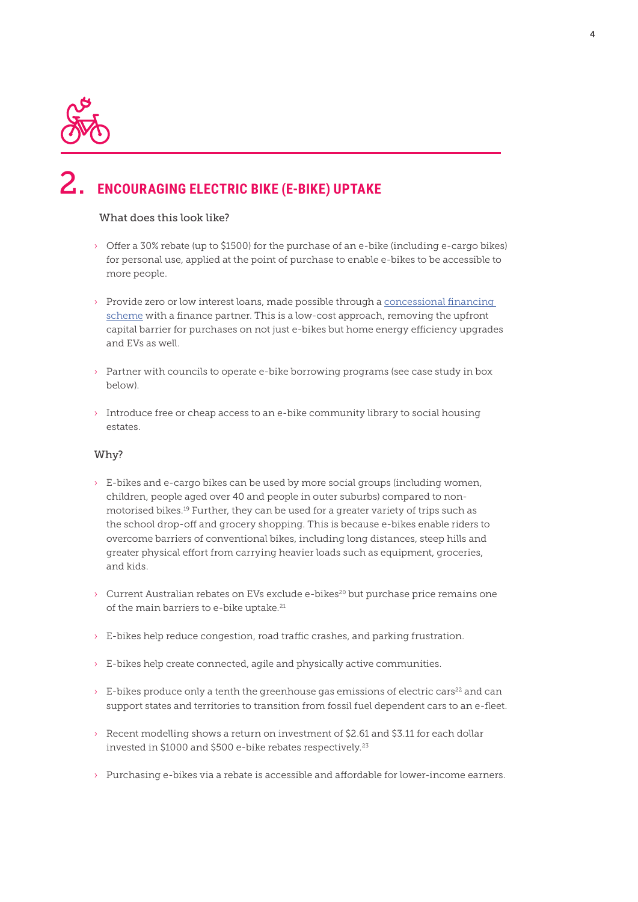## 2. ENCOURAGING ELECTRIC BIKE (E-BIKE) UPTAKE

### What does this look like?

- Offer a 30% rebate (up to $1500) for the purchase of an e-bike (including e-cargo bikes) for personal use, applied at the point of purchase to enable e-bikes to be accessible to more people.
- Provide zero or low interest loans, made possible through a concessional financing scheme with a finance partner. This is a low-cost approach, removing the upfront capital barrier for purchases on not just e-bikes but home energy efficiency upgrades and EVs as well.
- Partner with councils to operate e-bike borrowing programs (see case study in box below).
- Introduce free or cheap access to an e-bike community library to social housing estates.

### Why?

- E-bikes and e-cargo bikes can be used by more social groups (including women, children, people aged over 40 and people in outer suburbs) compared to non-motorised bikes.[19] Further, they can be used for a greater variety of trips such as the school drop-off and grocery shopping. This is because e-bikes enable riders to overcome barriers of conventional bikes, including long distances, steep hills and greater physical effort from carrying heavier loads such as equipment, groceries, and kids.
- Current Australian rebates on EVs exclude e-bikes[20] but purchase price remains one of the main barriers to e-bike uptake.[21]
- E-bikes help reduce congestion, road traffic crashes, and parking frustration.
- E-bikes help create connected, agile and physically active communities.
- E-bikes produce only a tenth the greenhouse gas emissions of electric cars[22] and can support states and territories to transition from fossil fuel dependent cars to an e-fleet.
- Recent modelling shows a return on investment of $2.61 and $3.11 for each dollar invested in $1000 and $500 e-bike rebates respectively.[23]
- Purchasing e-bikes via a rebate is accessible and affordable for lower-income earners.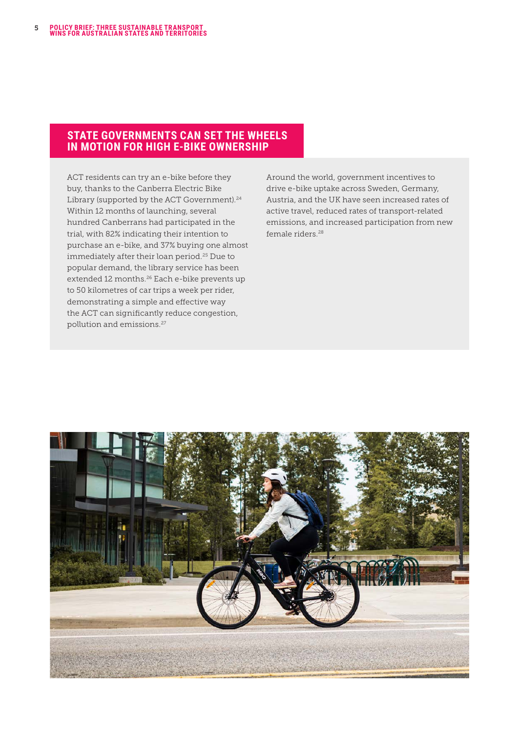## STATE GOVERNMENTS CAN SET THE WHEELS IN MOTION FOR HIGH E-BIKE OWNERSHIP

ACT residents can try an e-bike before they buy, thanks to the Canberra Electric Bike Library (supported by the ACT Government).[24] Within 12 months of launching, several hundred Canberrans had participated in the trial, with 82% indicating their intention to purchase an e-bike, and 37% buying one almost immediately after their loan period.[25] Due to popular demand, the library service has been extended 12 months.[26] Each e-bike prevents up to 50 kilometres of car trips a week per rider, demonstrating a simple and effective way the ACT can significantly reduce congestion, pollution and emissions.[27]

Around the world, government incentives to drive e-bike uptake across Sweden, Germany, Austria, and the UK have seen increased rates of active travel, reduced rates of transport-related emissions, and increased participation from new female riders.[28]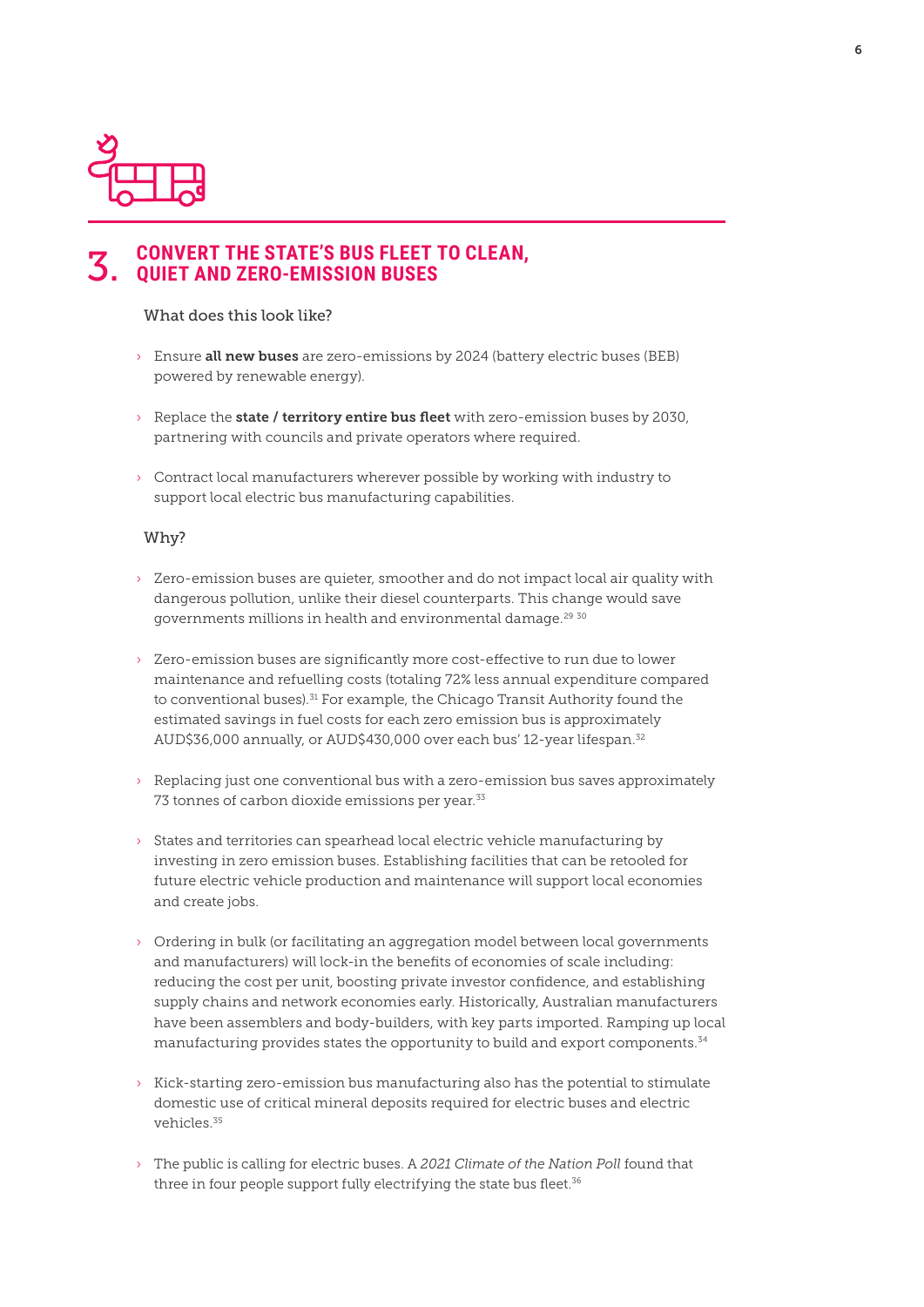## 3. CONVERT THE STATE'S BUS FLEET TO CLEAN, QUIET AND ZERO-EMISSION BUSES

What does this look like?

- Ensure **all new buses** are zero-emissions by 2024 (battery electric buses (BEB) powered by renewable energy).
- Replace the **state / territory entire bus fleet** with zero-emission buses by 2030, partnering with councils and private operators where required.
- Contract local manufacturers wherever possible by working with industry to support local electric bus manufacturing capabilities.

Why?

- Zero-emission buses are quieter, smoother and do not impact local air quality with dangerous pollution, unlike their diesel counterparts. This change would save governments millions in health and environmental damage.[29, 30]
- Zero-emission buses are significantly more cost-effective to run due to lower maintenance and refuelling costs (totaling 72% less annual expenditure compared to conventional buses).[31] For example, the Chicago Transit Authority found the estimated savings in fuel costs for each zero emission bus is approximately AUD$36,000 annually, or AUD$430,000 over each bus' 12-year lifespan.[32]
- Replacing just one conventional bus with a zero-emission bus saves approximately 73 tonnes of carbon dioxide emissions per year.[33]
- States and territories can spearhead local electric vehicle manufacturing by investing in zero emission buses. Establishing facilities that can be retooled for future electric vehicle production and maintenance will support local economies and create jobs.
- Ordering in bulk (or facilitating an aggregation model between local governments and manufacturers) will lock-in the benefits of economies of scale including: reducing the cost per unit, boosting private investor confidence, and establishing supply chains and network economies early. Historically, Australian manufacturers have been assemblers and body-builders, with key parts imported. Ramping up local manufacturing provides states the opportunity to build and export components.[34]
- Kick-starting zero-emission bus manufacturing also has the potential to stimulate domestic use of critical mineral deposits required for electric buses and electric vehicles.[35]
- The public is calling for electric buses. A *2021 Climate of the Nation Poll* found that three in four people support fully electrifying the state bus fleet.[36]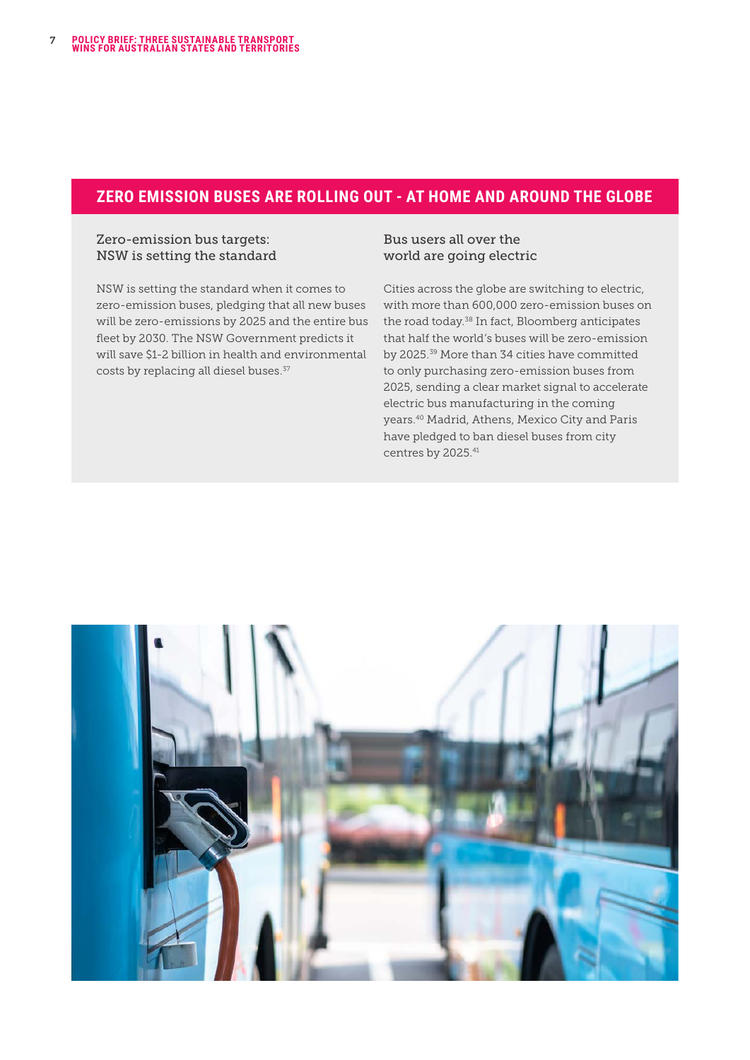## ZERO EMISSION BUSES ARE ROLLING OUT - AT HOME AND AROUND THE GLOBE

### Zero-emission bus targets: NSW is setting the standard

NSW is setting the standard when it comes to zero-emission buses, pledging that all new buses will be zero-emissions by 2025 and the entire bus fleet by 2030. The NSW Government predicts it will save $1-2 billion in health and environmental costs by replacing all diesel buses.[37]

### Bus users all over the world are going electric

Cities across the globe are switching to electric, with more than 600,000 zero-emission buses on the road today.[38] In fact, Bloomberg anticipates that half the world's buses will be zero-emission by 2025.[39] More than 34 cities have committed to only purchasing zero-emission buses from 2025, sending a clear market signal to accelerate electric bus manufacturing in the coming years.[40] Madrid, Athens, Mexico City and Paris have pledged to ban diesel buses from city centres by 2025.[41]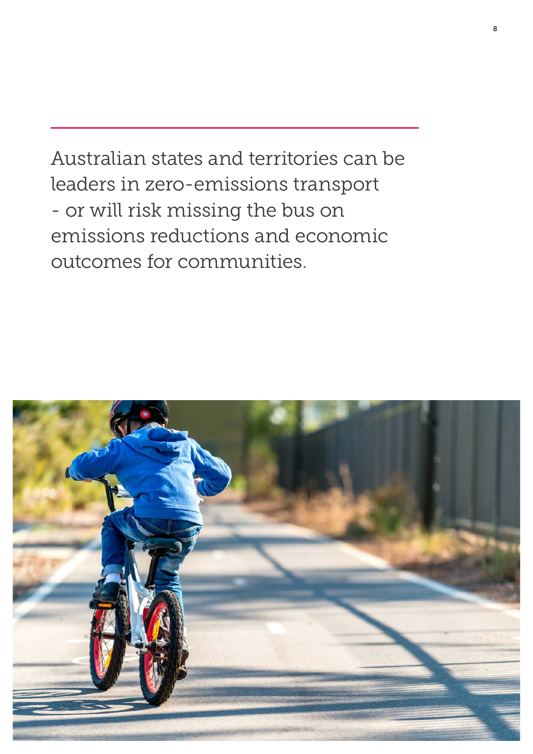Australian states and territories can be leaders in zero-emissions transport - or will risk missing the bus on emissions reductions and economic outcomes for communities.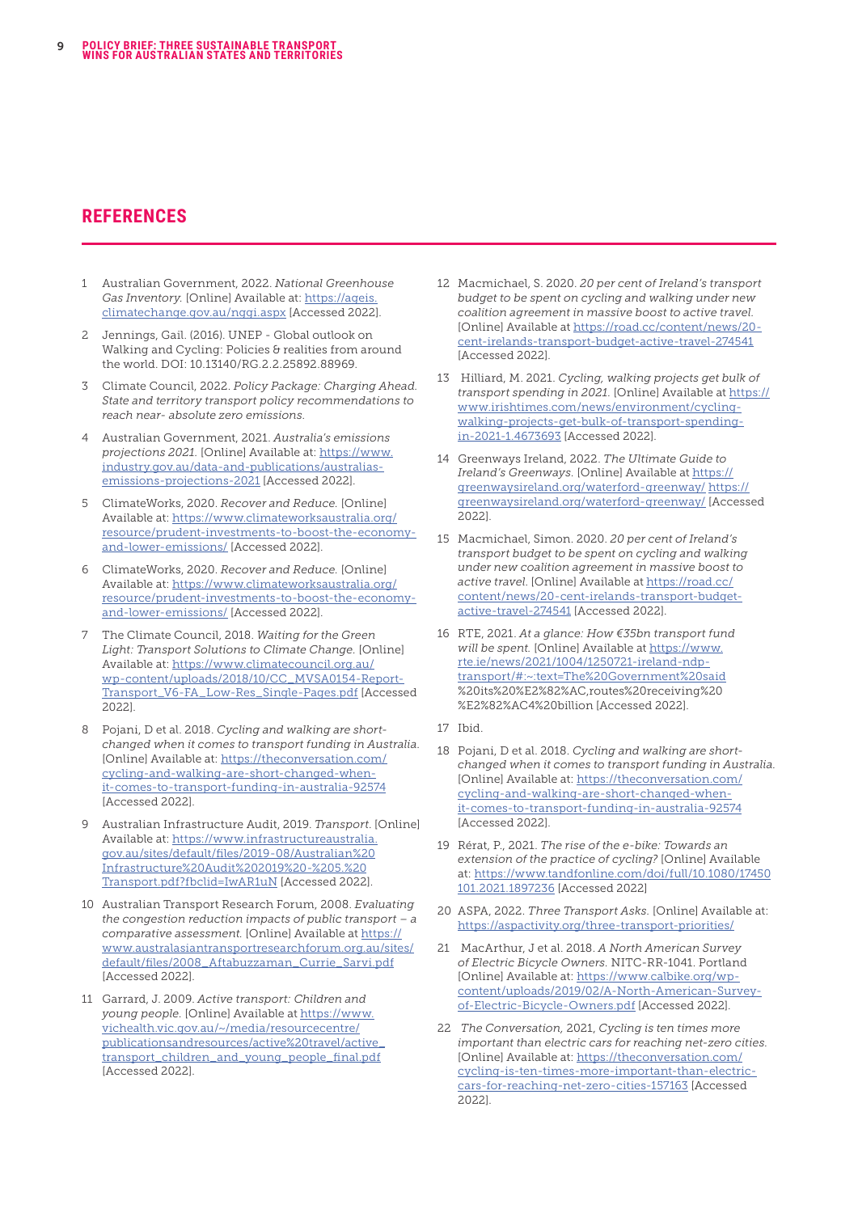## REFERENCES

1. Australian Government, 2022. *National Greenhouse Gas Inventory.* [Online] Available at: https://ageis.climatechange.gov.au/nggi.aspx [Accessed 2022].

2. Jennings, Gail. (2016). UNEP - Global outlook on Walking and Cycling: Policies & realities from around the world. DOI: 10.13140/RG.2.2.25892.88969.

3. Climate Council, 2022. *Policy Package: Charging Ahead. State and territory transport policy recommendations to reach near- absolute zero emissions.*

4. Australian Government, 2021. *Australia's emissions projections 2021.* [Online] Available at: https://www.industry.gov.au/data-and-publications/australias-emissions-projections-2021 [Accessed 2022].

5. ClimateWorks, 2020. *Recover and Reduce.* [Online] Available at: https://www.climateworksaustralia.org/resource/prudent-investments-to-boost-the-economy-and-lower-emissions/ [Accessed 2022].

6. ClimateWorks, 2020. *Recover and Reduce.* [Online] Available at: https://www.climateworksaustralia.org/resource/prudent-investments-to-boost-the-economy-and-lower-emissions/ [Accessed 2022].

7. The Climate Council, 2018. *Waiting for the Green Light: Transport Solutions to Climate Change.* [Online] Available at: https://www.climatecouncil.org.au/wp-content/uploads/2018/10/CC_MVSA0154-Report-Transport_V6-FA_Low-Res_Single-Pages.pdf [Accessed 2022].

8. Pojani, D et al. 2018. *Cycling and walking are short-changed when it comes to transport funding in Australia.* [Online] Available at: https://theconversation.com/cycling-and-walking-are-short-changed-when-it-comes-to-transport-funding-in-australia-92574 [Accessed 2022].

9. Australian Infrastructure Audit, 2019. *Transport.* [Online] Available at: https://www.infrastructureaustralia.gov.au/sites/default/files/2019-08/Australian%20Infrastructure%20Audit%202019%20-%205.%20Transport.pdf?fbclid=IwAR1uN [Accessed 2022].

10. Australian Transport Research Forum, 2008. *Evaluating the congestion reduction impacts of public transport – a comparative assessment.* [Online] Available at: https://www.australasiantransportresearchforum.org.au/sites/default/files/2008_Aftabuzzaman_Currie_Sarvi.pdf [Accessed 2022].

11. Garrard, J. 2009. *Active transport: Children and young people.* [Online] Available at https://www.vichealth.vic.gov.au/~/media/resourcecentre/publicationsandresources/active%20travel/active_transport_children_and_young_people_final.pdf [Accessed 2022].

12. Macmichael, S. 2020. *20 per cent of Ireland's transport budget to be spent on cycling and walking under new coalition agreement in massive boost to active travel.* [Online] Available at https://road.cc/content/news/20-cent-irelands-transport-budget-active-travel-274541 [Accessed 2022].

13. Hilliard, M. 2021. *Cycling, walking projects get bulk of transport spending in 2021.* [Online] Available at https://www.irishtimes.com/news/environment/cycling-walking-projects-get-bulk-of-transport-spending-in-2021-1.4673693 [Accessed 2022].

14. Greenways Ireland, 2022. *The Ultimate Guide to Ireland's Greenways.* [Online] Available at https://greenwaysireland.org/waterford-greenway/ https://greenwaysireland.org/waterford-greenway/ [Accessed 2022].

15. Macmichael, Simon. 2020. *20 per cent of Ireland's transport budget to be spent on cycling and walking under new coalition agreement in massive boost to active travel.* [Online] Available at https://road.cc/content/news/20-cent-irelands-transport-budget-active-travel-274541 [Accessed 2022].

16. RTE, 2021. *At a glance: How €35bn transport fund will be spent.* [Online] Available at https://www.rte.ie/news/2021/1004/1250721-ireland-ndp-transport/#:~:text=The%20Government%20said%20its%20%E2%82%AC,routes%20receiving%20%E2%82%AC4%20billion [Accessed 2022].

17. Ibid.

18. Pojani, D et al. 2018. *Cycling and walking are short-changed when it comes to transport funding in Australia.* [Online] Available at: https://theconversation.com/cycling-and-walking-are-short-changed-when-it-comes-to-transport-funding-in-australia-92574 [Accessed 2022].

19. Rérat, P., 2021. *The rise of the e-bike: Towards an extension of the practice of cycling?* [Online] Available at: https://www.tandfonline.com/doi/full/10.1080/17450101.2021.1897236 [Accessed 2022]

20. ASPA, 2022. *Three Transport Asks.* [Online] Available at: https://aspactivity.org/three-transport-priorities/

21. MacArthur, J et al. 2018. *A North American Survey of Electric Bicycle Owners.* NITC-RR-1041. Portland [Online] Available at: https://www.calbike.org/wp-content/uploads/2019/02/A-North-American-Survey-of-Electric-Bicycle-Owners.pdf [Accessed 2022].

22. *The Conversation*, 2021, *Cycling is ten times more important than electric cars for reaching net-zero cities.* [Online] Available at: https://theconversation.com/cycling-is-ten-times-more-important-than-electric-cars-for-reaching-net-zero-cities-157163 [Accessed 2022].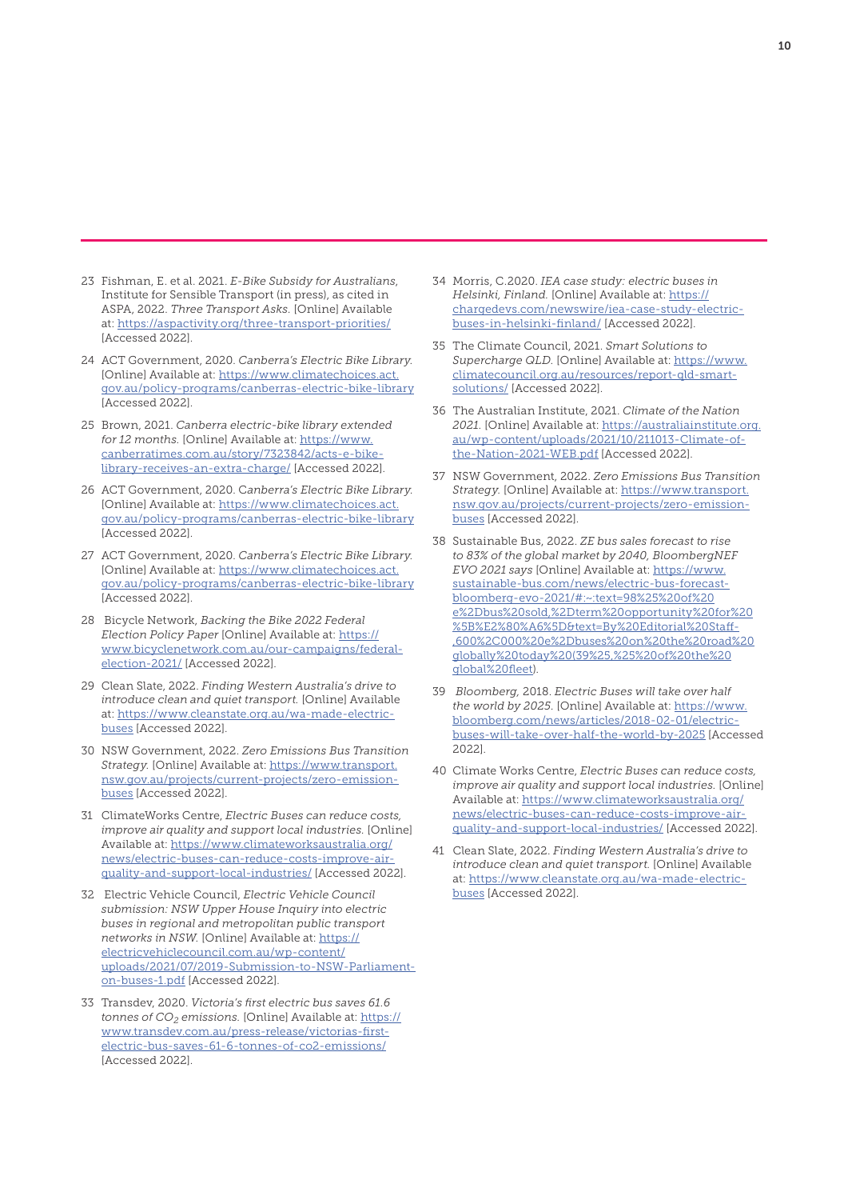23 Fishman, E. et al. 2021. *E-Bike Subsidy for Australians,* Institute for Sensible Transport (in press), as cited in ASPA, 2022. *Three Transport Asks.* [Online] Available at: https://aspactivity.org/three-transport-priorities/ [Accessed 2022].

24 ACT Government, 2020. *Canberra's Electric Bike Library.* [Online] Available at: https://www.climatechoices.act.gov.au/policy-programs/canberras-electric-bike-library [Accessed 2022].

25 Brown, 2021. *Canberra electric-bike library extended for 12 months.* [Online] Available at: https://www.canberratimes.com.au/story/7323842/acts-e-bike-library-receives-an-extra-charge/ [Accessed 2022].

26 ACT Government, 2020. *Canberra's Electric Bike Library.* [Online] Available at: https://www.climatechoices.act.gov.au/policy-programs/canberras-electric-bike-library [Accessed 2022].

27 ACT Government, 2020. *Canberra's Electric Bike Library.* [Online] Available at: https://www.climatechoices.act.gov.au/policy-programs/canberras-electric-bike-library [Accessed 2022].

28 Bicycle Network, *Backing the Bike 2022 Federal Election Policy Paper* [Online] Available at: https://www.bicyclenetwork.com.au/our-campaigns/federal-election-2021/ [Accessed 2022].

29 Clean Slate, 2022. *Finding Western Australia's drive to introduce clean and quiet transport.* [Online] Available at: https://www.cleanstate.org.au/wa-made-electric-buses [Accessed 2022].

30 NSW Government, 2022. *Zero Emissions Bus Transition Strategy.* [Online] Available at: https://www.transport.nsw.gov.au/projects/current-projects/zero-emission-buses [Accessed 2022].

31 ClimateWorks Centre, *Electric Buses can reduce costs, improve air quality and support local industries.* [Online] Available at: https://www.climateworksaustralia.org/news/electric-buses-can-reduce-costs-improve-air-quality-and-support-local-industries/ [Accessed 2022].

32 Electric Vehicle Council, *Electric Vehicle Council submission: NSW Upper House Inquiry into electric buses in regional and metropolitan public transport networks in NSW.* [Online] Available at: https://electricvehiclecouncil.com.au/wp-content/uploads/2021/07/2019-Submission-to-NSW-Parliament-on-buses-1.pdf [Accessed 2022].

33 Transdev, 2020. *Victoria's first electric bus saves 61.6 tonnes of $CO_2$ emissions.* [Online] Available at: https://www.transdev.com.au/press-release/victorias-first-electric-bus-saves-61-6-tonnes-of-co2-emissions/ [Accessed 2022].

34 Morris, C.2020. *IEA case study: electric buses in Helsinki, Finland.* [Online] Available at: https://chargedevs.com/newswire/iea-case-study-electric-buses-in-helsinki-finland/ [Accessed 2022].

35 The Climate Council, 2021. *Smart Solutions to Supercharge QLD.* [Online] Available at: https://www.climatecouncil.org.au/resources/report-qld-smart-solutions/ [Accessed 2022].

36 The Australian Institute, 2021. *Climate of the Nation 2021.* [Online] Available at: https://australiainstitute.org.au/wp-content/uploads/2021/10/211013-Climate-of-the-Nation-2021-WEB.pdf [Accessed 2022].

37 NSW Government, 2022. *Zero Emissions Bus Transition Strategy.* [Online] Available at: https://www.transport.nsw.gov.au/projects/current-projects/zero-emission-buses [Accessed 2022].

38 Sustainable Bus, 2022. *ZE bus sales forecast to rise to 83% of the global market by 2040, BloombergNEF EVO 2021 says* [Online] Available at: https://www.sustainable-bus.com/news/electric-bus-forecast-bloomberg-evo-2021/#:~:text=98%25%20of%20e%2Dbus%20sold,%2Dterm%20opportunity%20for%20%5B%E2%80%A6%5D&text=By%20Editorial%20Staff-,600%2C000%20e%2Dbuses%20on%20the%20road%20globally%20today%20(39%25,%25%20of%20the%20global%20fleet).

39 *Bloomberg,* 2018. *Electric Buses will take over half the world by 2025.* [Online] Available at: https://www.bloomberg.com/news/articles/2018-02-01/electric-buses-will-take-over-half-the-world-by-2025 [Accessed 2022].

40 Climate Works Centre, *Electric Buses can reduce costs, improve air quality and support local industries.* [Online] Available at: https://www.climateworksaustralia.org/news/electric-buses-can-reduce-costs-improve-air-quality-and-support-local-industries/ [Accessed 2022].

41 Clean Slate, 2022. *Finding Western Australia's drive to introduce clean and quiet transport.* [Online] Available at: https://www.cleanstate.org.au/wa-made-electric-buses [Accessed 2022].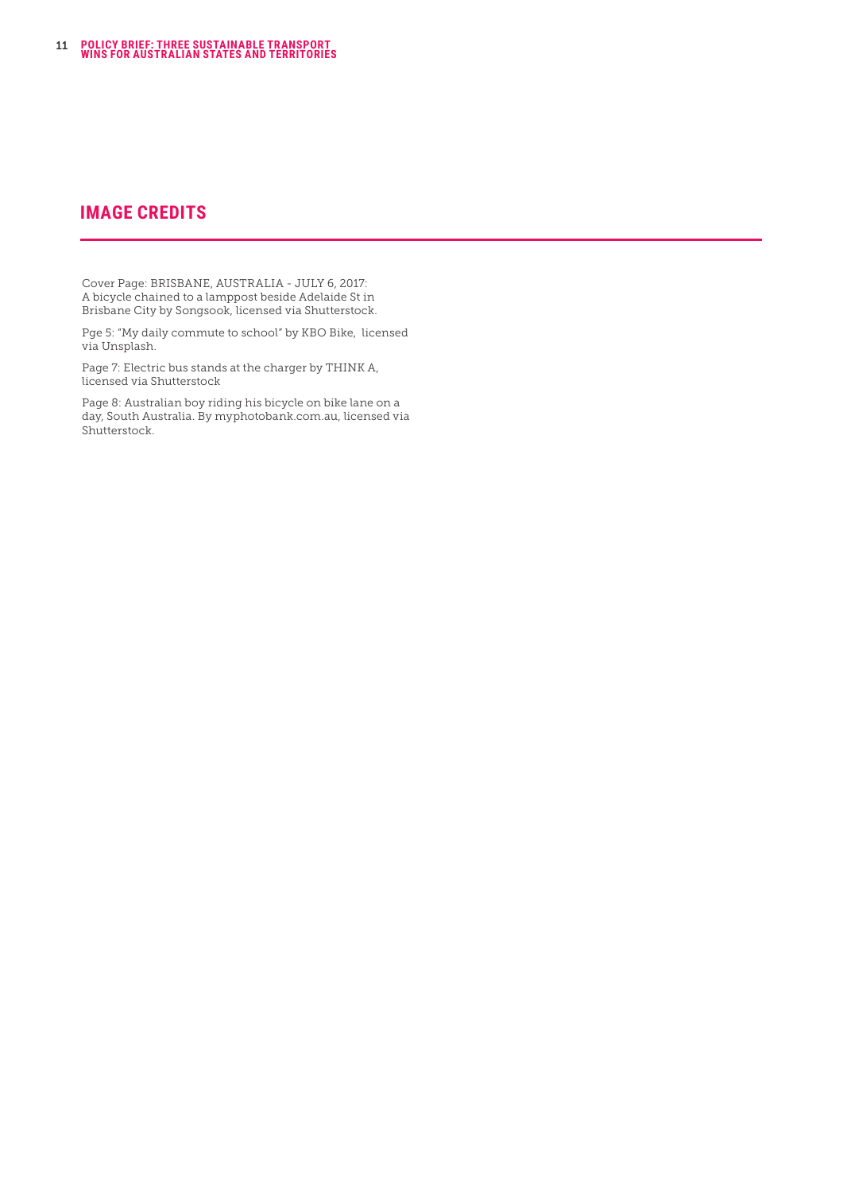## IMAGE CREDITS

Cover Page: BRISBANE, AUSTRALIA - JULY 6, 2017: A bicycle chained to a lamppost beside Adelaide St in Brisbane City by Songsook, licensed via Shutterstock.

Pge 5: "My daily commute to school" by KBO Bike, licensed via Unsplash.

Page 7: Electric bus stands at the charger by THINK A, licensed via Shutterstock

Page 8: Australian boy riding his bicycle on bike lane on a day, South Australia. By myphotobank.com.au, licensed via Shutterstock.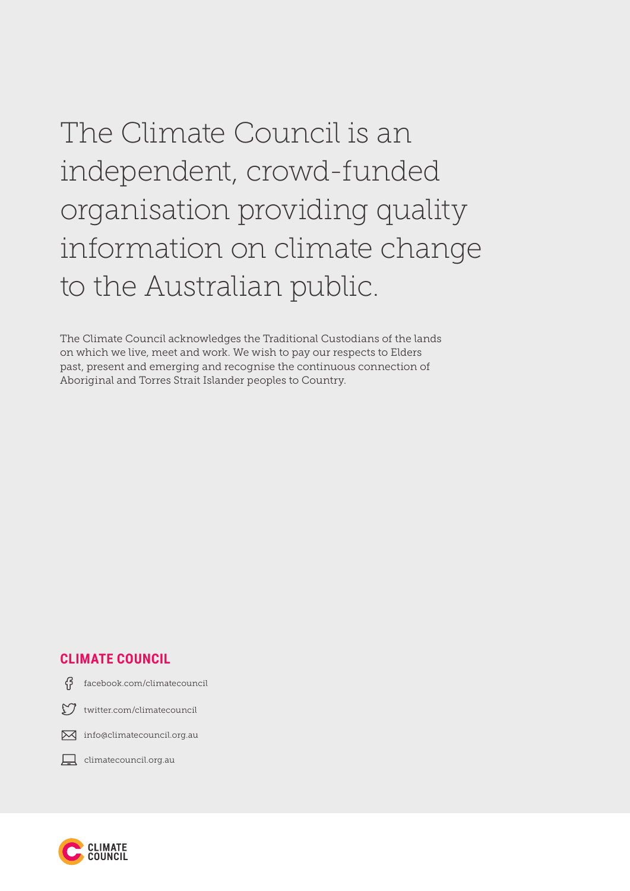# The Climate Council is an independent, crowd-funded organisation providing quality information on climate change to the Australian public.

The Climate Council acknowledges the Traditional Custodians of the lands on which we live, meet and work. We wish to pay our respects to Elders past, present and emerging and recognise the continuous connection of Aboriginal and Torres Strait Islander peoples to Country.

**CLIMATE COUNCIL**

facebook.com/climatecouncil

twitter.com/climatecouncil

info@climatecouncil.org.au

climatecouncil.org.au

CLIMATE COUNCIL